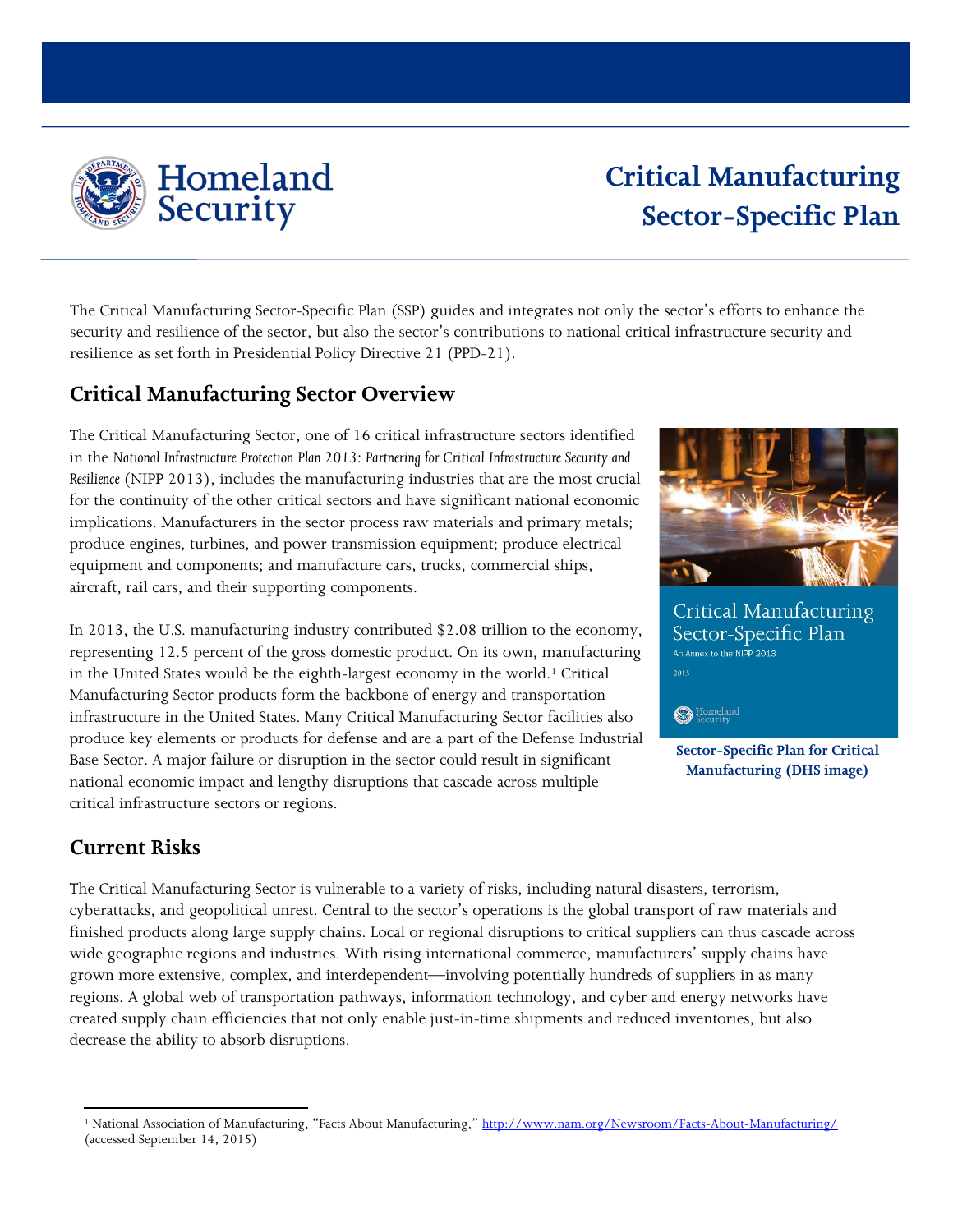# Critical Manufacturing Sector-Specific Plan

The Critical Manufacturing Sector-Specific Plan (SSP) guides and integrates not only the sector's efforts to enhance the security and resilience of the sector, but also the sector's contributions to national critical infrastructure security and resilience as set forth in Presidential Policy Directive 21 (PPD-21).

## Critical Manufacturing Sector Overview

The Critical Manufacturing Sector, one of 16 critical infrastructure sectors identified in the *National Infrastructure Protection Plan 2013: Partnering for Critical Infrastructure Security and Resilience* (NIPP 2013), includes the manufacturing industries that are the most crucial for the continuity of the other critical sectors and have significant national economic implications. Manufacturers in the sector process raw materials and primary metals; produce engines, turbines, and power transmission equipment; produce electrical equipment and components; and manufacture cars, trucks, commercial ships, aircraft, rail cars, and their supporting components.

In 2013, the U.S. manufacturing industry contributed $2.08 trillion to the economy, representing 12.5 percent of the gross domestic product. On its own, manufacturing in the United States would be the eighth-largest economy in the world.[1] Critical Manufacturing Sector products form the backbone of energy and transportation infrastructure in the United States. Many Critical Manufacturing Sector facilities also produce key elements or products for defense and are a part of the Defense Industrial Base Sector. A major failure or disruption in the sector could result in significant national economic impact and lengthy disruptions that cascade across multiple critical infrastructure sectors or regions.

Sector-Specific Plan for Critical Manufacturing (DHS image)

## Current Risks

The Critical Manufacturing Sector is vulnerable to a variety of risks, including natural disasters, terrorism, cyberattacks, and geopolitical unrest. Central to the sector's operations is the global transport of raw materials and finished products along large supply chains. Local or regional disruptions to critical suppliers can thus cascade across wide geographic regions and industries. With rising international commerce, manufacturers' supply chains have grown more extensive, complex, and interdependent—involving potentially hundreds of suppliers in as many regions. A global web of transportation pathways, information technology, and cyber and energy networks have created supply chain efficiencies that not only enable just-in-time shipments and reduced inventories, but also decrease the ability to absorb disruptions.

---

[1] National Association of Manufacturing, "Facts About Manufacturing," http://www.nam.org/Newsroom/Facts-About-Manufacturing/ (accessed September 14, 2015)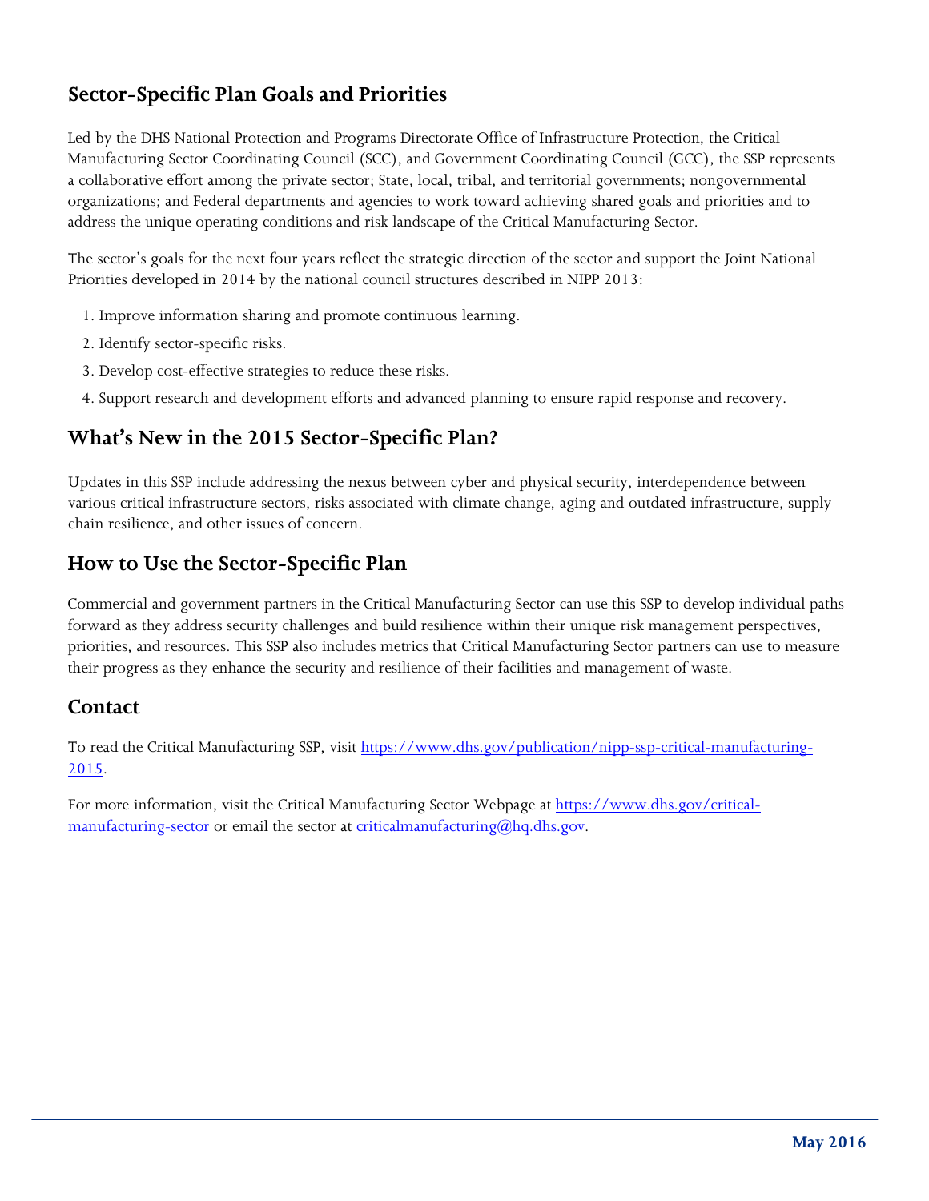## Sector-Specific Plan Goals and Priorities

Led by the DHS National Protection and Programs Directorate Office of Infrastructure Protection, the Critical Manufacturing Sector Coordinating Council (SCC), and Government Coordinating Council (GCC), the SSP represents a collaborative effort among the private sector; State, local, tribal, and territorial governments; nongovernmental organizations; and Federal departments and agencies to work toward achieving shared goals and priorities and to address the unique operating conditions and risk landscape of the Critical Manufacturing Sector.

The sector's goals for the next four years reflect the strategic direction of the sector and support the Joint National Priorities developed in 2014 by the national council structures described in NIPP 2013:

1. Improve information sharing and promote continuous learning.
2. Identify sector-specific risks.
3. Develop cost-effective strategies to reduce these risks.
4. Support research and development efforts and advanced planning to ensure rapid response and recovery.

## What's New in the 2015 Sector-Specific Plan?

Updates in this SSP include addressing the nexus between cyber and physical security, interdependence between various critical infrastructure sectors, risks associated with climate change, aging and outdated infrastructure, supply chain resilience, and other issues of concern.

## How to Use the Sector-Specific Plan

Commercial and government partners in the Critical Manufacturing Sector can use this SSP to develop individual paths forward as they address security challenges and build resilience within their unique risk management perspectives, priorities, and resources. This SSP also includes metrics that Critical Manufacturing Sector partners can use to measure their progress as they enhance the security and resilience of their facilities and management of waste.

## Contact

To read the Critical Manufacturing SSP, visit https://www.dhs.gov/publication/nipp-ssp-critical-manufacturing-2015.

For more information, visit the Critical Manufacturing Sector Webpage at https://www.dhs.gov/critical-manufacturing-sector or email the sector at criticalmanufacturing@hq.dhs.gov.

**May 2016**